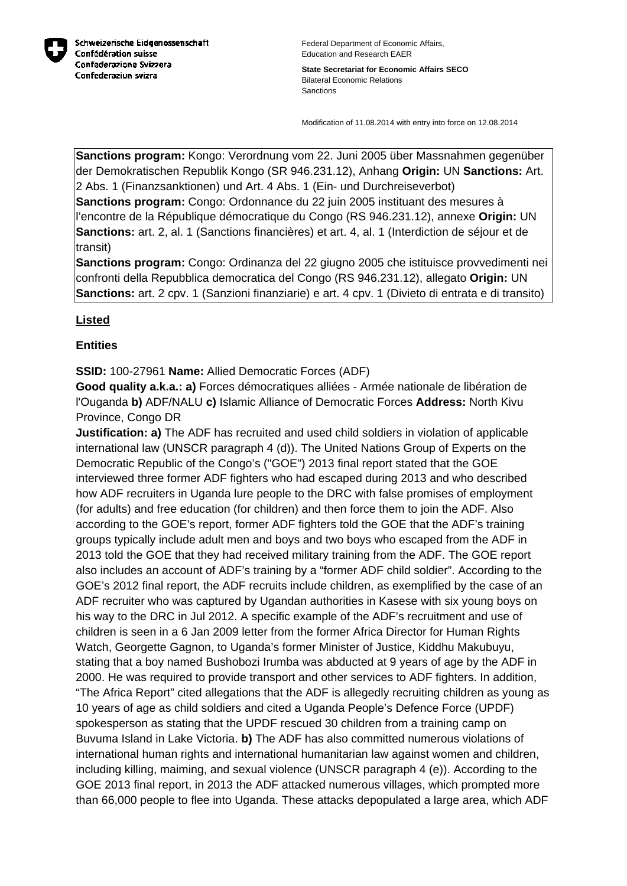Schweizerische Eidgenossenschaft
Confédération suisse
Confederazione Svizzera
Confederaziun svizra

Federal Department of Economic Affairs, Education and Research EAER

**State Secretariat for Economic Affairs SECO**
Bilateral Economic Relations
Sanctions

Modification of 11.08.2014 with entry into force on 12.08.2014

**Sanctions program:** Kongo: Verordnung vom 22. Juni 2005 über Massnahmen gegenüber der Demokratischen Republik Kongo (SR 946.231.12), Anhang **Origin:** UN **Sanctions:** Art. 2 Abs. 1 (Finanzsanktionen) und Art. 4 Abs. 1 (Ein- und Durchreiseverbot)
**Sanctions program:** Congo: Ordonnance du 22 juin 2005 instituant des mesures à l'encontre de la République démocratique du Congo (RS 946.231.12), annexe **Origin:** UN **Sanctions:** art. 2, al. 1 (Sanctions financières) et art. 4, al. 1 (Interdiction de séjour et de transit)
**Sanctions program:** Congo: Ordinanza del 22 giugno 2005 che istituisce provvedimenti nei confronti della Repubblica democratica del Congo (RS 946.231.12), allegato **Origin:** UN **Sanctions:** art. 2 cpv. 1 (Sanzioni finanziarie) e art. 4 cpv. 1 (Divieto di entrata e di transito)

## Listed

### Entities

**SSID:** 100-27961 **Name:** Allied Democratic Forces (ADF)
**Good quality a.k.a.: a)** Forces démocratiques alliées - Armée nationale de libération de l'Ouganda **b)** ADF/NALU **c)** Islamic Alliance of Democratic Forces **Address:** North Kivu Province, Congo DR
**Justification: a)** The ADF has recruited and used child soldiers in violation of applicable international law (UNSCR paragraph 4 (d)). The United Nations Group of Experts on the Democratic Republic of the Congo's ("GOE") 2013 final report stated that the GOE interviewed three former ADF fighters who had escaped during 2013 and who described how ADF recruiters in Uganda lure people to the DRC with false promises of employment (for adults) and free education (for children) and then force them to join the ADF. Also according to the GOE's report, former ADF fighters told the GOE that the ADF's training groups typically include adult men and boys and two boys who escaped from the ADF in 2013 told the GOE that they had received military training from the ADF. The GOE report also includes an account of ADF's training by a "former ADF child soldier". According to the GOE's 2012 final report, the ADF recruits include children, as exemplified by the case of an ADF recruiter who was captured by Ugandan authorities in Kasese with six young boys on his way to the DRC in Jul 2012. A specific example of the ADF's recruitment and use of children is seen in a 6 Jan 2009 letter from the former Africa Director for Human Rights Watch, Georgette Gagnon, to Uganda's former Minister of Justice, Kiddhu Makubuyu, stating that a boy named Bushobozi Irumba was abducted at 9 years of age by the ADF in 2000. He was required to provide transport and other services to ADF fighters. In addition, "The Africa Report" cited allegations that the ADF is allegedly recruiting children as young as 10 years of age as child soldiers and cited a Uganda People's Defence Force (UPDF) spokesperson as stating that the UPDF rescued 30 children from a training camp on Buvuma Island in Lake Victoria. **b)** The ADF has also committed numerous violations of international human rights and international humanitarian law against women and children, including killing, maiming, and sexual violence (UNSCR paragraph 4 (e)). According to the GOE 2013 final report, in 2013 the ADF attacked numerous villages, which prompted more than 66,000 people to flee into Uganda. These attacks depopulated a large area, which ADF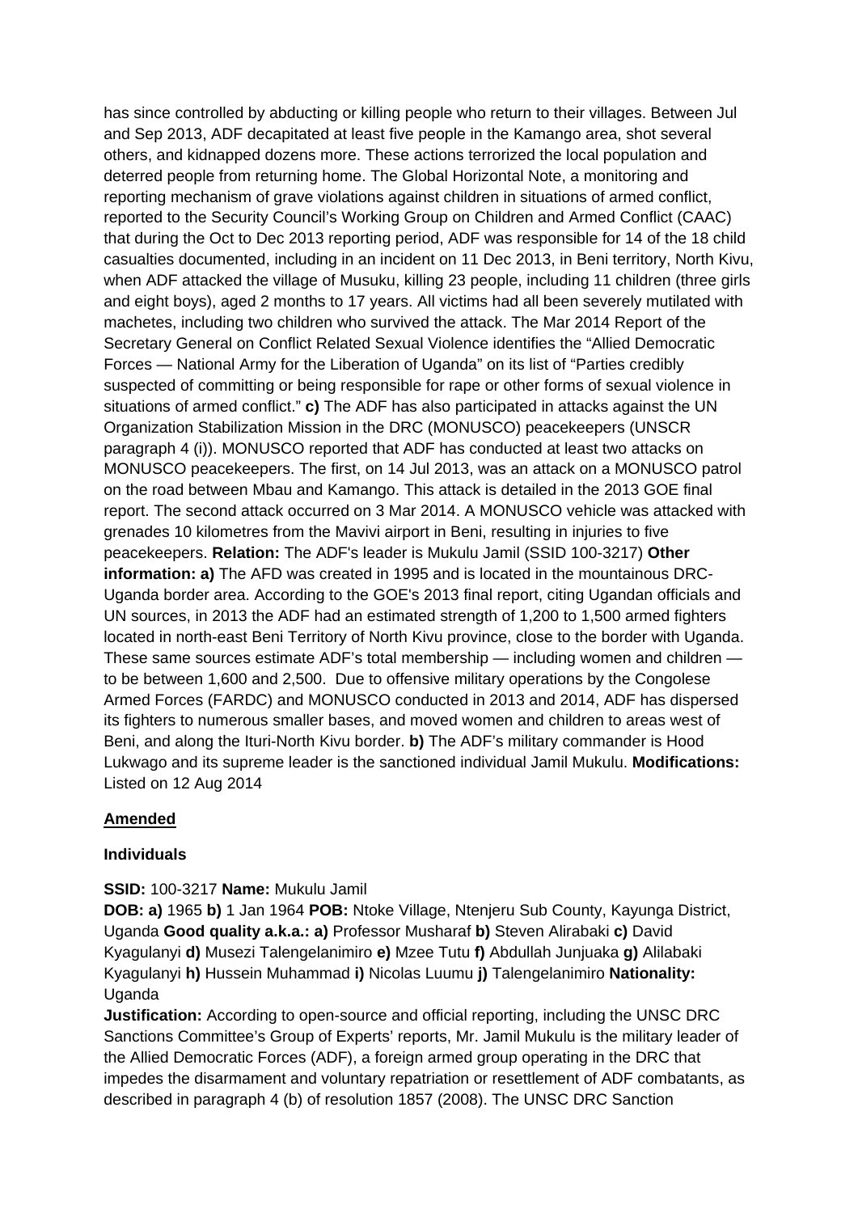has since controlled by abducting or killing people who return to their villages. Between Jul and Sep 2013, ADF decapitated at least five people in the Kamango area, shot several others, and kidnapped dozens more. These actions terrorized the local population and deterred people from returning home. The Global Horizontal Note, a monitoring and reporting mechanism of grave violations against children in situations of armed conflict, reported to the Security Council's Working Group on Children and Armed Conflict (CAAC) that during the Oct to Dec 2013 reporting period, ADF was responsible for 14 of the 18 child casualties documented, including in an incident on 11 Dec 2013, in Beni territory, North Kivu, when ADF attacked the village of Musuku, killing 23 people, including 11 children (three girls and eight boys), aged 2 months to 17 years. All victims had all been severely mutilated with machetes, including two children who survived the attack. The Mar 2014 Report of the Secretary General on Conflict Related Sexual Violence identifies the "Allied Democratic Forces — National Army for the Liberation of Uganda" on its list of "Parties credibly suspected of committing or being responsible for rape or other forms of sexual violence in situations of armed conflict." **c)** The ADF has also participated in attacks against the UN Organization Stabilization Mission in the DRC (MONUSCO) peacekeepers (UNSCR paragraph 4 (i)). MONUSCO reported that ADF has conducted at least two attacks on MONUSCO peacekeepers. The first, on 14 Jul 2013, was an attack on a MONUSCO patrol on the road between Mbau and Kamango. This attack is detailed in the 2013 GOE final report. The second attack occurred on 3 Mar 2014. A MONUSCO vehicle was attacked with grenades 10 kilometres from the Mavivi airport in Beni, resulting in injuries to five peacekeepers. **Relation:** The ADF's leader is Mukulu Jamil (SSID 100-3217) **Other information: a)** The AFD was created in 1995 and is located in the mountainous DRC-Uganda border area. According to the GOE's 2013 final report, citing Ugandan officials and UN sources, in 2013 the ADF had an estimated strength of 1,200 to 1,500 armed fighters located in north-east Beni Territory of North Kivu province, close to the border with Uganda. These same sources estimate ADF's total membership — including women and children — to be between 1,600 and 2,500. Due to offensive military operations by the Congolese Armed Forces (FARDC) and MONUSCO conducted in 2013 and 2014, ADF has dispersed its fighters to numerous smaller bases, and moved women and children to areas west of Beni, and along the Ituri-North Kivu border. **b)** The ADF's military commander is Hood Lukwago and its supreme leader is the sanctioned individual Jamil Mukulu. **Modifications:** Listed on 12 Aug 2014

**<u>Amended</u>**

**Individuals**

**SSID:** 100-3217 **Name:** Mukulu Jamil
**DOB: a)** 1965 **b)** 1 Jan 1964 **POB:** Ntoke Village, Ntenjeru Sub County, Kayunga District, Uganda **Good quality a.k.a.: a)** Professor Musharaf **b)** Steven Alirabaki **c)** David Kyagulanyi **d)** Musezi Talengelanimiro **e)** Mzee Tutu **f)** Abdullah Junjuaka **g)** Alilabaki Kyagulanyi **h)** Hussein Muhammad **i)** Nicolas Luumu **j)** Talengelanimiro **Nationality:** Uganda
**Justification:** According to open-source and official reporting, including the UNSC DRC Sanctions Committee's Group of Experts' reports, Mr. Jamil Mukulu is the military leader of the Allied Democratic Forces (ADF), a foreign armed group operating in the DRC that impedes the disarmament and voluntary repatriation or resettlement of ADF combatants, as described in paragraph 4 (b) of resolution 1857 (2008). The UNSC DRC Sanction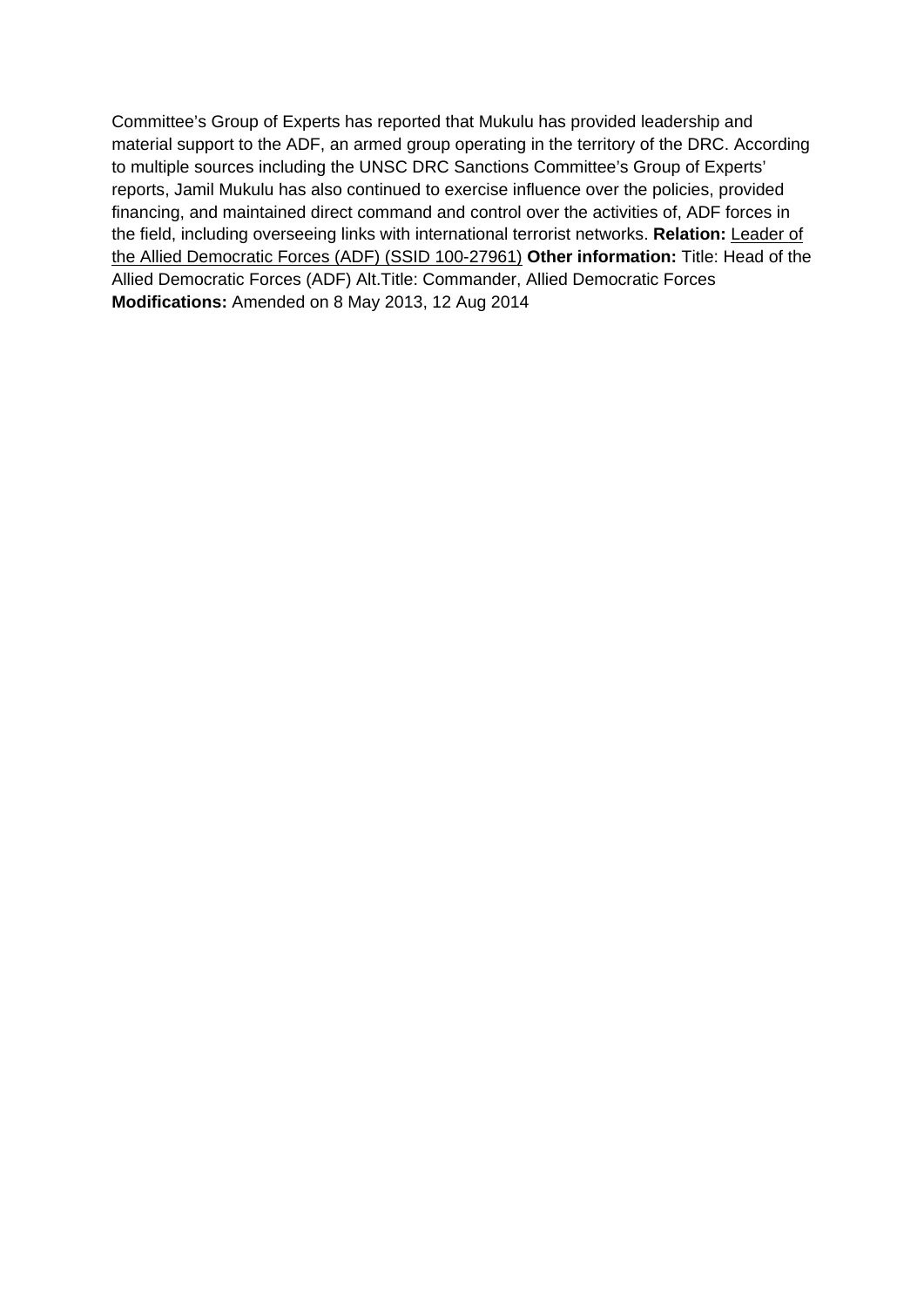Committee's Group of Experts has reported that Mukulu has provided leadership and material support to the ADF, an armed group operating in the territory of the DRC. According to multiple sources including the UNSC DRC Sanctions Committee's Group of Experts' reports, Jamil Mukulu has also continued to exercise influence over the policies, provided financing, and maintained direct command and control over the activities of, ADF forces in the field, including overseeing links with international terrorist networks. **Relation:** Leader of the Allied Democratic Forces (ADF) (SSID 100-27961) **Other information:** Title: Head of the Allied Democratic Forces (ADF) Alt.Title: Commander, Allied Democratic Forces **Modifications:** Amended on 8 May 2013, 12 Aug 2014